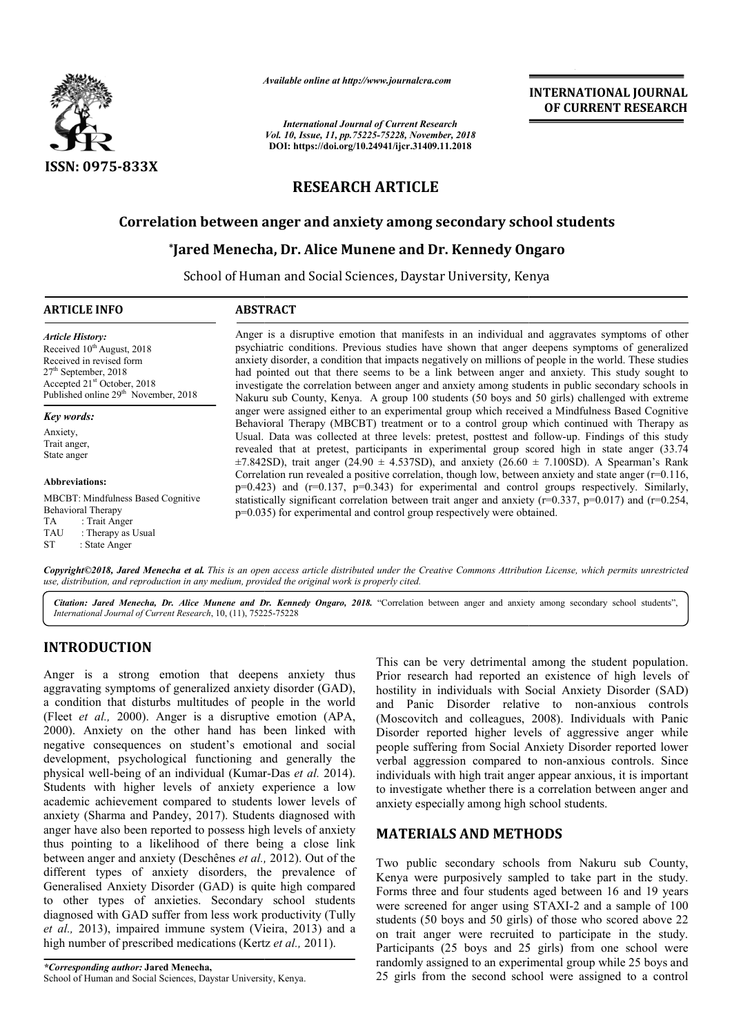ISSN: 0975-833X

*Available online at http://www.journalcra.com*

*International Journal of Current Research*
*Vol. 10, Issue, 11, pp.75225-75228, November, 2018*
**DOI: https://doi.org/10.24941/ijcr.31409.11.2018**

**INTERNATIONAL JOURNAL OF CURRENT RESEARCH**

# RESEARCH ARTICLE

## Correlation between anger and anxiety among secondary school students

**\*Jared Menecha, Dr. Alice Munene and Dr. Kennedy Ongaro**

School of Human and Social Sciences, Daystar University, Kenya

**ARTICLE INFO**

*Article History:*
Received 10th August, 2018
Received in revised form
27th September, 2018
Accepted 21st October, 2018
Published online 29th November, 2018

*Key words:*
Anxiety,
Trait anger,
State anger

**Abbreviations:**
MBCBT: Mindfulness Based Cognitive Behavioral Therapy
TA : Trait Anger
TAU : Therapy as Usual
ST : State Anger

**ABSTRACT**

Anger is a disruptive emotion that manifests in an individual and aggravates symptoms of other psychiatric conditions. Previous studies have shown that anger deepens symptoms of generalized anxiety disorder, a condition that impacts negatively on millions of people in the world. These studies had pointed out that there seems to be a link between anger and anxiety. This study sought to investigate the correlation between anger and anxiety among students in public secondary schools in Nakuru sub County, Kenya. A group 100 students (50 boys and 50 girls) challenged with extreme anger were assigned either to an experimental group which received a Mindfulness Based Cognitive Behavioral Therapy (MBCBT) treatment or to a control group which continued with Therapy as Usual. Data was collected at three levels: pretest, posttest and follow-up. Findings of this study revealed that at pretest, participants in experimental group scored high in state anger (33.74 ±7.842SD), trait anger (24.90 ± 4.537SD), and anxiety (26.60 ± 7.100SD). A Spearman's Rank Correlation run revealed a positive correlation, though low, between anxiety and state anger ($r=0.116$, $p=0.423$) and ($r=0.137$, $p=0.343$) for experimental and control groups respectively. Similarly, statistically significant correlation between trait anger and anxiety ($r=0.337$, $p=0.017$) and ($r=0.254$, $p=0.035$) for experimental and control group respectively were obtained.

*Copyright©2018, Jared Menecha et al. This is an open access article distributed under the Creative Commons Attribution License, which permits unrestricted use, distribution, and reproduction in any medium, provided the original work is properly cited.*

*Citation: Jared Menecha, Dr. Alice Munene and Dr. Kennedy Ongaro, 2018.* "Correlation between anger and anxiety among secondary school students", *International Journal of Current Research*, 10, (11), 75225-75228

# INTRODUCTION

Anger is a strong emotion that deepens anxiety thus aggravating symptoms of generalized anxiety disorder (GAD), a condition that disturbs multitudes of people in the world (Fleet *et al.,* 2000). Anger is a disruptive emotion (APA, 2000). Anxiety on the other hand has been linked with negative consequences on student's emotional and social development, psychological functioning and generally the physical well-being of an individual (Kumar-Das *et al.* 2014). Students with higher levels of anxiety experience a low academic achievement compared to students lower levels of anxiety (Sharma and Pandey, 2017). Students diagnosed with anger have also been reported to possess high levels of anxiety thus pointing to a likelihood of there being a close link between anger and anxiety (Deschênes *et al.,* 2012). Out of the different types of anxiety disorders, the prevalence of Generalised Anxiety Disorder (GAD) is quite high compared to other types of anxieties. Secondary school students diagnosed with GAD suffer from less work productivity (Tully *et al.,* 2013), impaired immune system (Vieira, 2013) and a high number of prescribed medications (Kertz *et al.,* 2011).

This can be very detrimental among the student population. Prior research had reported an existence of high levels of hostility in individuals with Social Anxiety Disorder (SAD) and Panic Disorder relative to non-anxious controls (Moscovitch and colleagues, 2008). Individuals with Panic Disorder reported higher levels of aggressive anger while people suffering from Social Anxiety Disorder reported lower verbal aggression compared to non-anxious controls. Since individuals with high trait anger appear anxious, it is important to investigate whether there is a correlation between anger and anxiety especially among high school students.

# MATERIALS AND METHODS

Two public secondary schools from Nakuru sub County, Kenya were purposively sampled to take part in the study. Forms three and four students aged between 16 and 19 years were screened for anger using STAXI-2 and a sample of 100 students (50 boys and 50 girls) of those who scored above 22 on trait anger were recruited to participate in the study. Participants (25 boys and 25 girls) from one school were randomly assigned to an experimental group while 25 boys and 25 girls from the second school were assigned to a control

*\*Corresponding author:* **Jared Menecha,**
School of Human and Social Sciences, Daystar University, Kenya.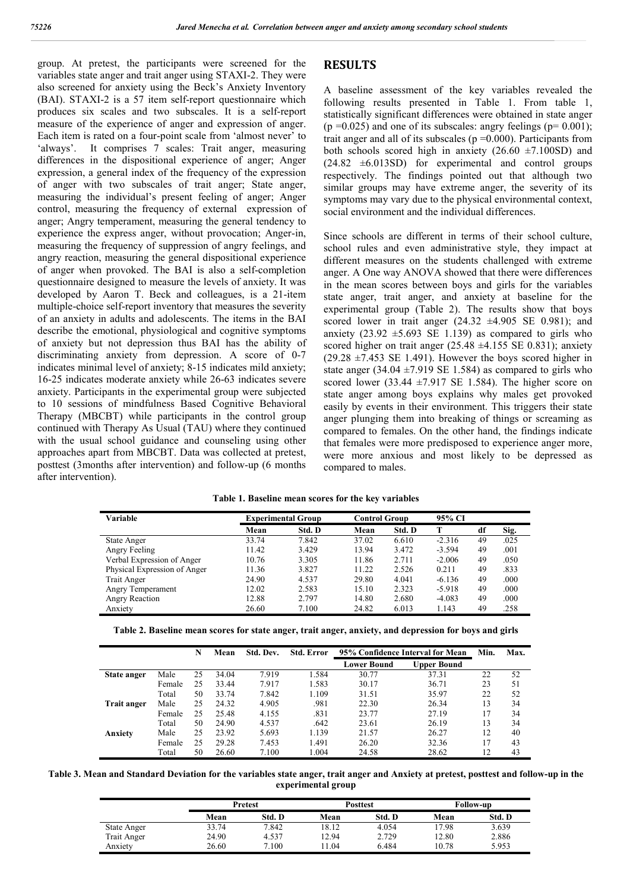group. At pretest, the participants were screened for the variables state anger and trait anger using STAXI-2. They were also screened for anxiety using the Beck's Anxiety Inventory (BAI). STAXI-2 is a 57 item self-report questionnaire which produces six scales and two subscales. It is a self-report measure of the experience of anger and expression of anger. Each item is rated on a four-point scale from 'almost never' to 'always'. It comprises 7 scales: Trait anger, measuring differences in the dispositional experience of anger; Anger expression, a general index of the frequency of the expression of anger with two subscales of trait anger; State anger, measuring the individual's present feeling of anger; Anger control, measuring the frequency of external expression of anger; Angry temperament, measuring the general tendency to experience the express anger, without provocation; Anger-in, measuring the frequency of suppression of angry feelings, and angry reaction, measuring the general dispositional experience of anger when provoked. The BAI is also a self-completion questionnaire designed to measure the levels of anxiety. It was developed by Aaron T. Beck and colleagues, is a 21-item multiple-choice self-report inventory that measures the severity of an anxiety in adults and adolescents. The items in the BAI describe the emotional, physiological and cognitive symptoms of anxiety but not depression thus BAI has the ability of discriminating anxiety from depression. A score of 0-7 indicates minimal level of anxiety; 8-15 indicates mild anxiety; 16-25 indicates moderate anxiety while 26-63 indicates severe anxiety. Participants in the experimental group were subjected to 10 sessions of mindfulness Based Cognitive Behavioral Therapy (MBCBT) while participants in the control group continued with Therapy As Usual (TAU) where they continued with the usual school guidance and counseling using other approaches apart from MBCBT. Data was collected at pretest, posttest (3months after intervention) and follow-up (6 months after intervention).

## RESULTS

A baseline assessment of the key variables revealed the following results presented in Table 1. From table 1, statistically significant differences were obtained in state anger ($p = 0.025$) and one of its subscales: angry feelings ($p = 0.001$); trait anger and all of its subscales ($p = 0.000$). Participants from both schools scored high in anxiety (26.60 ±7.100SD) and (24.82 ±6.013SD) for experimental and control groups respectively. The findings pointed out that although two similar groups may have extreme anger, the severity of its symptoms may vary due to the physical environmental context, social environment and the individual differences.

Since schools are different in terms of their school culture, school rules and even administrative style, they impact at different measures on the students challenged with extreme anger. A One way ANOVA showed that there were differences in the mean scores between boys and girls for the variables state anger, trait anger, and anxiety at baseline for the experimental group (Table 2). The results show that boys scored lower in trait anger (24.32 ±4.905 SE 0.981); and anxiety (23.92 ±5.693 SE 1.139) as compared to girls who scored higher on trait anger (25.48 ±4.155 SE 0.831); anxiety (29.28 ±7.453 SE 1.491). However the boys scored higher in state anger (34.04 ±7.919 SE 1.584) as compared to girls who scored lower (33.44 ±7.917 SE 1.584). The higher score on state anger among boys explains why males get provoked easily by events in their environment. This triggers their state anger plunging them into breaking of things or screaming as compared to females. On the other hand, the findings indicate that females were more predisposed to experience anger more, were more anxious and most likely to be depressed as compared to males.

**Table 1. Baseline mean scores for the key variables**

| Variable | Experimental Group | | Control Group | | 95% CI | | |
|---|---|---|---|---|---|---|---|
| | Mean | Std. D | Mean | Std. D | T | df | Sig. |
| State Anger | 33.74 | 7.842 | 37.02 | 6.610 | -2.316 | 49 | .025 |
| Angry Feeling | 11.42 | 3.429 | 13.94 | 3.472 | -3.594 | 49 | .001 |
| Verbal Expression of Anger | 10.76 | 3.305 | 11.86 | 2.711 | -2.006 | 49 | .050 |
| Physical Expression of Anger | 11.36 | 3.827 | 11.22 | 2.526 | 0.211 | 49 | .833 |
| Trait Anger | 24.90 | 4.537 | 29.80 | 4.041 | -6.136 | 49 | .000 |
| Angry Temperament | 12.02 | 2.583 | 15.10 | 2.323 | -5.918 | 49 | .000 |
| Angry Reaction | 12.88 | 2.797 | 14.80 | 2.680 | -4.083 | 49 | .000 |
| Anxiety | 26.60 | 7.100 | 24.82 | 6.013 | 1.143 | 49 | .258 |

**Table 2. Baseline mean scores for state anger, trait anger, anxiety, and depression for boys and girls**

| | | N | Mean | Std. Dev. | Std. Error | 95% Confidence Interval for Mean | | Min. | Max. |
|---|---|---|---|---|---|---|---|---|---|
| | | | | | | Lower Bound | Upper Bound | | |
| **State anger** | Male | 25 | 34.04 | 7.919 | 1.584 | 30.77 | 37.31 | 22 | 52 |
| | Female | 25 | 33.44 | 7.917 | 1.583 | 30.17 | 36.71 | 23 | 51 |
| | Total | 50 | 33.74 | 7.842 | 1.109 | 31.51 | 35.97 | 22 | 52 |
| **Trait anger** | Male | 25 | 24.32 | 4.905 | .981 | 22.30 | 26.34 | 13 | 34 |
| | Female | 25 | 25.48 | 4.155 | .831 | 23.77 | 27.19 | 17 | 34 |
| | Total | 50 | 24.90 | 4.537 | .642 | 23.61 | 26.19 | 13 | 34 |
| **Anxiety** | Male | 25 | 23.92 | 5.693 | 1.139 | 21.57 | 26.27 | 12 | 40 |
| | Female | 25 | 29.28 | 7.453 | 1.491 | 26.20 | 32.36 | 17 | 43 |
| | Total | 50 | 26.60 | 7.100 | 1.004 | 24.58 | 28.62 | 12 | 43 |

**Table 3. Mean and Standard Deviation for the variables state anger, trait anger and Anxiety at pretest, posttest and follow-up in the experimental group**

| | Pretest | | Posttest | | Follow-up | |
|---|---|---|---|---|---|---|
| | Mean | Std. D | Mean | Std. D | Mean | Std. D |
| State Anger | 33.74 | 7.842 | 18.12 | 4.054 | 17.98 | 3.639 |
| Trait Anger | 24.90 | 4.537 | 12.94 | 2.729 | 12.80 | 2.886 |
| Anxiety | 26.60 | 7.100 | 11.04 | 6.484 | 10.78 | 5.953 |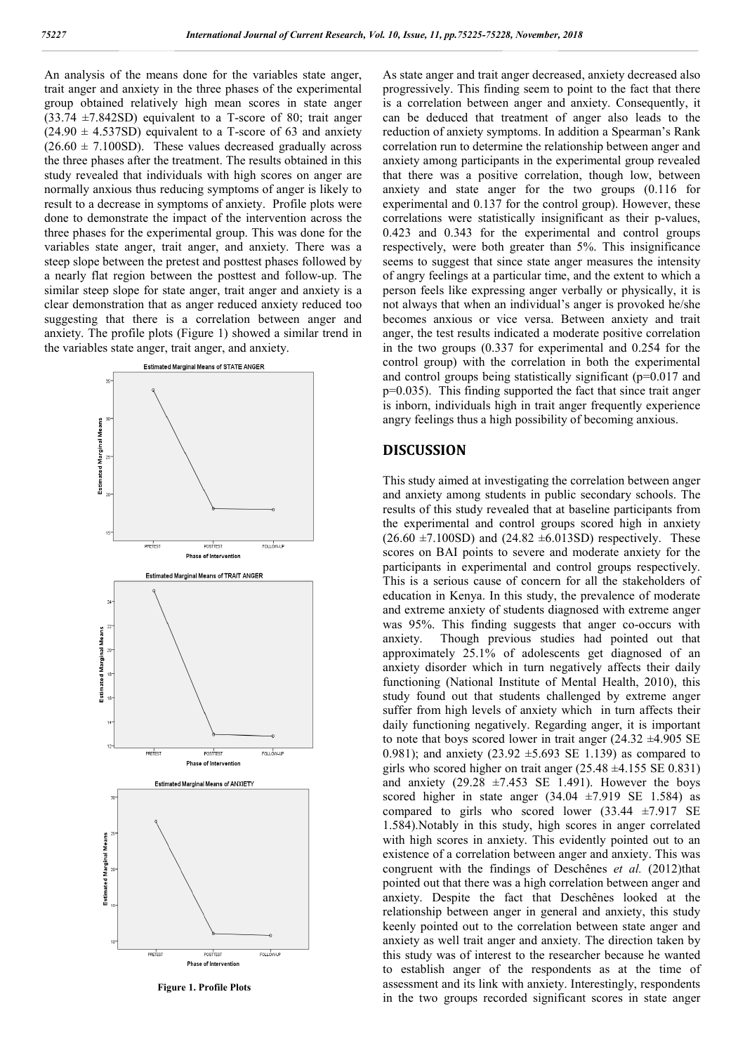An analysis of the means done for the variables state anger, trait anger and anxiety in the three phases of the experimental group obtained relatively high mean scores in state anger (33.74 ±7.842SD) equivalent to a T-score of 80; trait anger (24.90 ± 4.537SD) equivalent to a T-score of 63 and anxiety (26.60 ± 7.100SD). These values decreased gradually across the three phases after the treatment. The results obtained in this study revealed that individuals with high scores on anger are normally anxious thus reducing symptoms of anger is likely to result to a decrease in symptoms of anxiety. Profile plots were done to demonstrate the impact of the intervention across the three phases for the experimental group. This was done for the variables state anger, trait anger, and anxiety. There was a steep slope between the pretest and posttest phases followed by a nearly flat region between the posttest and follow-up. The similar steep slope for state anger, trait anger and anxiety is a clear demonstration that as anger reduced anxiety reduced too suggesting that there is a correlation between anger and anxiety. The profile plots (Figure 1) showed a similar trend in the variables state anger, trait anger, and anxiety.

Figure 1. Profile Plots

As state anger and trait anger decreased, anxiety decreased also progressively. This finding seem to point to the fact that there is a correlation between anger and anxiety. Consequently, it can be deduced that treatment of anger also leads to the reduction of anxiety symptoms. In addition a Spearman's Rank correlation run to determine the relationship between anger and anxiety among participants in the experimental group revealed that there was a positive correlation, though low, between anxiety and state anger for the two groups (0.116 for experimental and 0.137 for the control group). However, these correlations were statistically insignificant as their p-values, 0.423 and 0.343 for the experimental and control groups respectively, were both greater than 5%. This insignificance seems to suggest that since state anger measures the intensity of angry feelings at a particular time, and the extent to which a person feels like expressing anger verbally or physically, it is not always that when an individual's anger is provoked he/she becomes anxious or vice versa. Between anxiety and trait anger, the test results indicated a moderate positive correlation in the two groups (0.337 for experimental and 0.254 for the control group) with the correlation in both the experimental and control groups being statistically significant ($p=0.017$ and $p=0.035$). This finding supported the fact that since trait anger is inborn, individuals high in trait anger frequently experience angry feelings thus a high possibility of becoming anxious.

## DISCUSSION

This study aimed at investigating the correlation between anger and anxiety among students in public secondary schools. The results of this study revealed that at baseline participants from the experimental and control groups scored high in anxiety (26.60 ±7.100SD) and (24.82 ±6.013SD) respectively. These scores on BAI points to severe and moderate anxiety for the participants in experimental and control groups respectively. This is a serious cause of concern for all the stakeholders of education in Kenya. In this study, the prevalence of moderate and extreme anxiety of students diagnosed with extreme anger was 95%. This finding suggests that anger co-occurs with anxiety. Though previous studies had pointed out that approximately 25.1% of adolescents get diagnosed of an anxiety disorder which in turn negatively affects their daily functioning (National Institute of Mental Health, 2010), this study found out that students challenged by extreme anger suffer from high levels of anxiety which in turn affects their daily functioning negatively. Regarding anger, it is important to note that boys scored lower in trait anger (24.32 ±4.905 SE 0.981); and anxiety (23.92 ±5.693 SE 1.139) as compared to girls who scored higher on trait anger (25.48 ±4.155 SE 0.831) and anxiety (29.28 ±7.453 SE 1.491). However the boys scored higher in state anger (34.04 ±7.919 SE 1.584) as compared to girls who scored lower (33.44 ±7.917 SE 1.584).Notably in this study, high scores in anger correlated with high scores in anxiety. This evidently pointed out to an existence of a correlation between anger and anxiety. This was congruent with the findings of Deschênes *et al.* (2012)that pointed out that there was a high correlation between anger and anxiety. Despite the fact that Deschênes looked at the relationship between anger in general and anxiety, this study keenly pointed out to the correlation between state anger and anxiety as well trait anger and anxiety. The direction taken by this study was of interest to the researcher because he wanted to establish anger of the respondents as at the time of assessment and its link with anxiety. Interestingly, respondents in the two groups recorded significant scores in state anger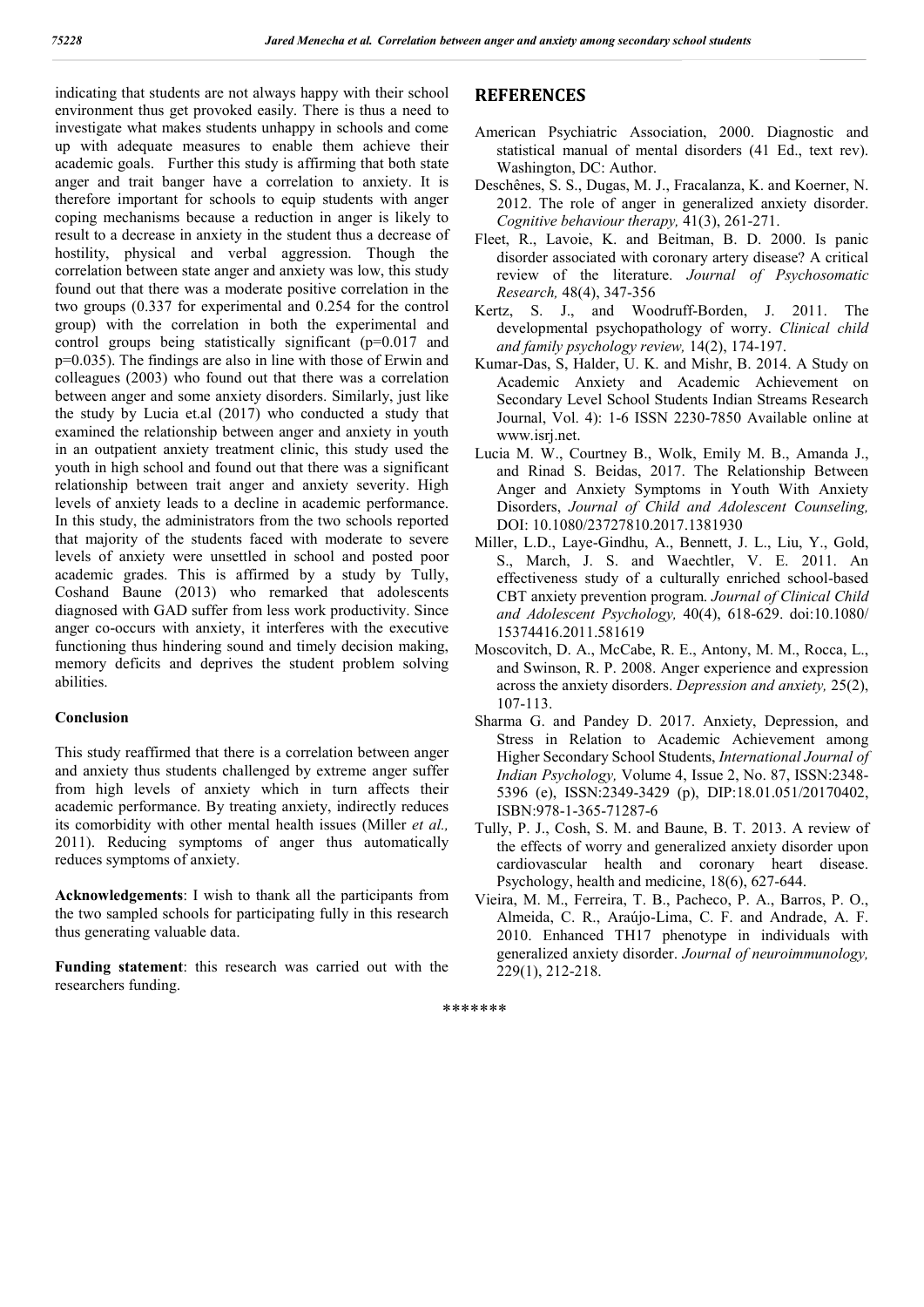indicating that students are not always happy with their school environment thus get provoked easily. There is thus a need to investigate what makes students unhappy in schools and come up with adequate measures to enable them achieve their academic goals. Further this study is affirming that both state anger and trait banger have a correlation to anxiety. It is therefore important for schools to equip students with anger coping mechanisms because a reduction in anger is likely to result to a decrease in anxiety in the student thus a decrease of hostility, physical and verbal aggression. Though the correlation between state anger and anxiety was low, this study found out that there was a moderate positive correlation in the two groups (0.337 for experimental and 0.254 for the control group) with the correlation in both the experimental and control groups being statistically significant (p=0.017 and p=0.035). The findings are also in line with those of Erwin and colleagues (2003) who found out that there was a correlation between anger and some anxiety disorders. Similarly, just like the study by Lucia et.al (2017) who conducted a study that examined the relationship between anger and anxiety in youth in an outpatient anxiety treatment clinic, this study used the youth in high school and found out that there was a significant relationship between trait anger and anxiety severity. High levels of anxiety leads to a decline in academic performance. In this study, the administrators from the two schools reported that majority of the students faced with moderate to severe levels of anxiety were unsettled in school and posted poor academic grades. This is affirmed by a study by Tully, Coshand Baune (2013) who remarked that adolescents diagnosed with GAD suffer from less work productivity. Since anger co-occurs with anxiety, it interferes with the executive functioning thus hindering sound and timely decision making, memory deficits and deprives the student problem solving abilities.

### Conclusion

This study reaffirmed that there is a correlation between anger and anxiety thus students challenged by extreme anger suffer from high levels of anxiety which in turn affects their academic performance. By treating anxiety, indirectly reduces its comorbidity with other mental health issues (Miller *et al.,* 2011). Reducing symptoms of anger thus automatically reduces symptoms of anxiety.

**Acknowledgements**: I wish to thank all the participants from the two sampled schools for participating fully in this research thus generating valuable data.

**Funding statement**: this research was carried out with the researchers funding.

## REFERENCES

American Psychiatric Association, 2000. Diagnostic and statistical manual of mental disorders (41 Ed., text rev). Washington, DC: Author.

Deschênes, S. S., Dugas, M. J., Fracalanza, K. and Koerner, N. 2012. The role of anger in generalized anxiety disorder. *Cognitive behaviour therapy,* 41(3), 261-271.

Fleet, R., Lavoie, K. and Beitman, B. D. 2000. Is panic disorder associated with coronary artery disease? A critical review of the literature. *Journal of Psychosomatic Research,* 48(4), 347-356

Kertz, S. J., and Woodruff-Borden, J. 2011. The developmental psychopathology of worry. *Clinical child and family psychology review,* 14(2), 174-197.

Kumar-Das, S, Halder, U. K. and Mishr, B. 2014. A Study on Academic Anxiety and Academic Achievement on Secondary Level School Students Indian Streams Research Journal, Vol. 4): 1-6 ISSN 2230-7850 Available online at www.isrj.net.

Lucia M. W., Courtney B., Wolk, Emily M. B., Amanda J., and Rinad S. Beidas, 2017. The Relationship Between Anger and Anxiety Symptoms in Youth With Anxiety Disorders, *Journal of Child and Adolescent Counseling,* DOI: 10.1080/23727810.2017.1381930

Miller, L.D., Laye-Gindhu, A., Bennett, J. L., Liu, Y., Gold, S., March, J. S. and Waechtler, V. E. 2011. An effectiveness study of a culturally enriched school-based CBT anxiety prevention program. *Journal of Clinical Child and Adolescent Psychology,* 40(4), 618-629. doi:10.1080/ 15374416.2011.581619

Moscovitch, D. A., McCabe, R. E., Antony, M. M., Rocca, L., and Swinson, R. P. 2008. Anger experience and expression across the anxiety disorders. *Depression and anxiety,* 25(2), 107-113.

Sharma G. and Pandey D. 2017. Anxiety, Depression, and Stress in Relation to Academic Achievement among Higher Secondary School Students, *International Journal of Indian Psychology,* Volume 4, Issue 2, No. 87, ISSN:2348-5396 (e), ISSN:2349-3429 (p), DIP:18.01.051/20170402, ISBN:978-1-365-71287-6

Tully, P. J., Cosh, S. M. and Baune, B. T. 2013. A review of the effects of worry and generalized anxiety disorder upon cardiovascular health and coronary heart disease. Psychology, health and medicine, 18(6), 627-644.

Vieira, M. M., Ferreira, T. B., Pacheco, P. A., Barros, P. O., Almeida, C. R., Araújo-Lima, C. F. and Andrade, A. F. 2010. Enhanced TH17 phenotype in individuals with generalized anxiety disorder. *Journal of neuroimmunology,* 229(1), 212-218.

*******